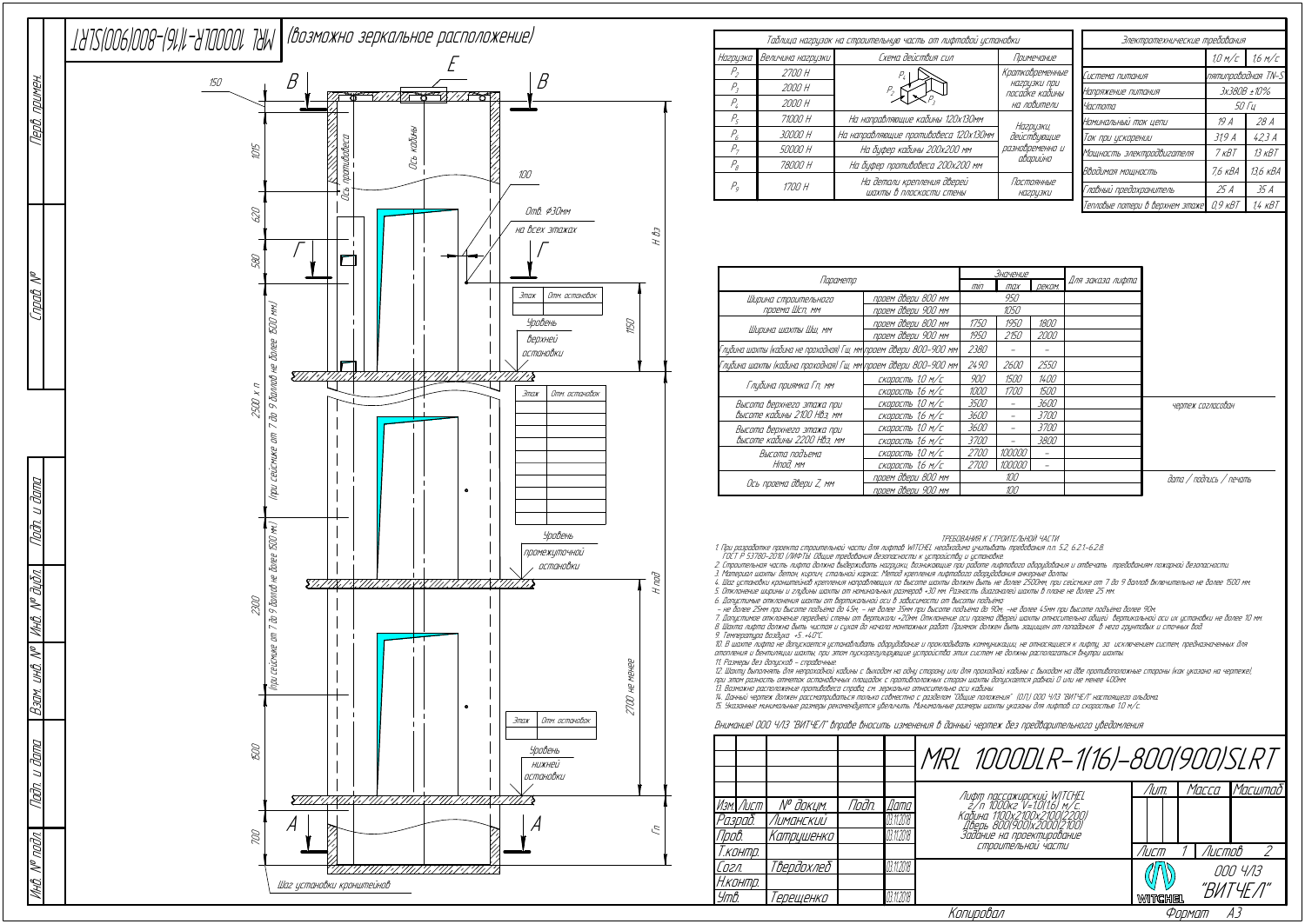# MRL 1000DLR-1(16)-800(900)SLRT (возможно зеркальное расположение)

Ось противовеса

Ось кабины

Отв. Ø30мм на всех этажах

Этаж | Отм. остановок

Уровень верхней остановки

Уровень промежуточной остановки

Уровень нижней остановки

2500 x n (при сейсмике от 7 до 9 баллов не более 1500 мм)

2300 (при сейсмике от 7 до 9 баллов не более 1500 мм)

H вэ; H под; 2700 не менее; Гп

150; 1015; 620; 580; 100; 1150; 1500; 700

Шаг установки кронштейнов

## Таблица нагрузок на строительную часть от лифтовой установки

| Нагрузка | Величина нагрузки | Схема действия сил | Примечание |
|---|---|---|---|
| $P_2$ | 2700 Н | | Кратковременные нагрузки при посадке кабины на ловители |
| $P_3$ | 2000 Н | | |
| $P_4$ | 2000 Н | | |
| $P_5$ | 71000 Н | На направляющие кабины 120х130мм | Нагрузки, действующие разновременно и аварийно |
| $P_6$ | 30000 Н | На направляющие противовеса 120х130мм | |
| $P_7$ | 50000 Н | На буфер кабины 200х200 мм | |
| $P_8$ | 78000 Н | На буфер противовеса 200х200 мм | |
| $P_9$ | 1700 Н | На детали крепления дверей шахты в плоскости стены | Постоянные нагрузки |

## Электротехнические требования

| | 1,0 м/с | 1,6 м/с |
|---|---|---|
| Система питания | пятипроводная TN-S | |
| Напряжение питания | 3х380В ±10% | |
| Частота | 50 Гц | |
| Номинальный ток сети | 19 А | 28 А |
| Ток при ускорении | 31,9 А | 42,3 А |
| Мощность электродвигателя | 7 кВТ | 13 кВТ |
| Вводимая мощность | 7,6 кВА | 13,6 кВА |
| Главный предохранитель | 25 А | 35 А |
| Тепловые потери в верхнем этаже | 0,9 кВТ | 1,4 кВТ |

| Параметр | | Значение min | max | реком. | Для заказа лифта |
|---|---|---|---|---|---|
| Ширина строительного проема Шсп, мм | проем двери 800 мм | 950 | | | |
| | проем двери 900 мм | 1050 | | | |
| Ширина шахты Шш, мм | проем двери 800 мм | 1750 | 1950 | 1800 | |
| | проем двери 900 мм | 1950 | 2150 | 2000 | |
| Глубина шахты (кабина не проходная) Гш, мм | проем двери 800-900 мм | 2380 | – | – | |
| Глубина шахты (кабина проходная) Гш, мм | проем двери 800-900 мм | 2490 | 2600 | 2550 | |
| Глубина приямка Гп, мм | скорость 1,0 м/с | 900 | 1500 | 1400 | |
| | скорость 1,6 м/с | 1000 | 1700 | 1500 | |
| Высота верхнего этажа при высоте кабины 2100 Нвэ, мм | скорость 1,0 м/с | 3500 | – | 3600 | |
| | скорость 1,6 м/с | 3600 | – | 3700 | |
| Высота верхнего этажа при высоте кабины 2200 Нвэ, мм | скорость 1,0 м/с | 3600 | – | 3700 | |
| | скорость 1,6 м/с | 3700 | – | 3800 | |
| Высота подъема Нпод, мм | скорость 1,0 м/с | 2700 | 100000 | – | |
| | скорость 1,6 м/с | 2700 | 100000 | – | |
| Ось проема двери Z, мм | проем двери 800 мм | 100 | | | |
| | проем двери 900 мм | 100 | | | |

чертеж согласован

дата / подпись / печать

## ТРЕБОВАНИЯ К СТРОИТЕЛЬНОЙ ЧАСТИ

1. При разработке проекта строительной части для лифтов WITCHEL необходимо учитывать требования пп. 5.2, 6.2.1-6.2.8. ГОСТ Р 53780-2010 (ЛИФТЫ. Общие требования безопасности к устройству и установке.
2. Строительная часть лифта должна выдерживать нагрузки, возникающие при работе лифтового оборудования и отвечать требованиям пожарной безопасности.
3. Материал шахты: бетон, кирпич, стальной каркас. Метод крепления лифтового оборудования анкерные болты.
4. Шаг установки кронштейнов крепления направляющих по высоте шахты должен быть не более 2500мм, при сейсмике от 7 до 9 баллов включительно не более 1500 мм.
5. Отклонение ширины и глубины шахты от номинальных размеров +30 мм. Разность диагоналей шахты в плане не более 25 мм.
6. Допустимые отклонения шахты от вертикальной оси в зависимости от высоты подъема:
   – не более 25мм при высоте подъема до 45м; – не более 35мм при высоте подъема до 90м; –не более 45мм при высоте подъема более 90м.
7. Допустимое отклонение передней стены от вертикали +20мм. Отклонение оси проема двери шахты относительно общей вертикальной оси их установки не более 10 мм.
8. Шахта лифта должна быть чистая и сухая до начала монтажных работ. Приямок должен быть защищен от попадания в него грунтовых и сточных вод.
9. Температура воздуха: +5...+40°С.
10. В шахте лифта не допускается устанавливать оборудование и прокладывать коммуникации, не относящиеся к лифту, за исключением систем, предназначенных для отопления и вентиляции шахты, при этом пускорегулирующие устройства этих систем не должны располагаться внутри шахты.
11. Размеры без допусков – справочные.
12. Шахту выполнять для непроходной кабины с выходом на одну сторону или для проходной кабины с выходом на две противоположные стороны (как указано на чертеже), при этом разность отметок остановочных площадок с противоположных сторон шахты допускается равной 0 или не менее 400мм.
13. Возможно расположение противовеса справа, см. зеркально относительно оси кабины.
14. Данный чертеж должен рассматриваться только совместно с разделом "Общие положения" (ОП) ООО ЧЛЗ "ВИТЧЕЛ" настоящего альбома.
15. Указанные минимальные размеры рекомендуется увеличить. Минимальные размеры шахты указаны для лифтов со скоростью 1,0 м/с.

Внимание! ООО ЧЛЗ "ВИТЧЕЛ" вправе вносить изменения в данный чертеж без предварительного уведомления

| Изм. | Лист | № докум. | Подп. | Дата |
|---|---|---|---|---|
| Разраб. | | Лиманский | | 03.11.2018 |
| Пров. | | Катрушенко | | 03.11.2018 |
| Т.контр. | | | | |
| Согл. | | Твердохлеб | | 03.11.2018 |
| Н.контр. | | | | |
| Утв. | | Терещенко | | 03.11.2018 |

**MRL 1000DLR-1(16)-800(900)SLRT**

Лифт пассажирский WITCHEL г/п 1000кг V=1,0(1,6) м/с. Кабина 1100х2100х2100(2200) Дверь 800(900)х2000(2100) Задание на проектирование строительной части

Лист 1 | Листов 2

ООО ЧЛЗ "ВИТЧЕЛ"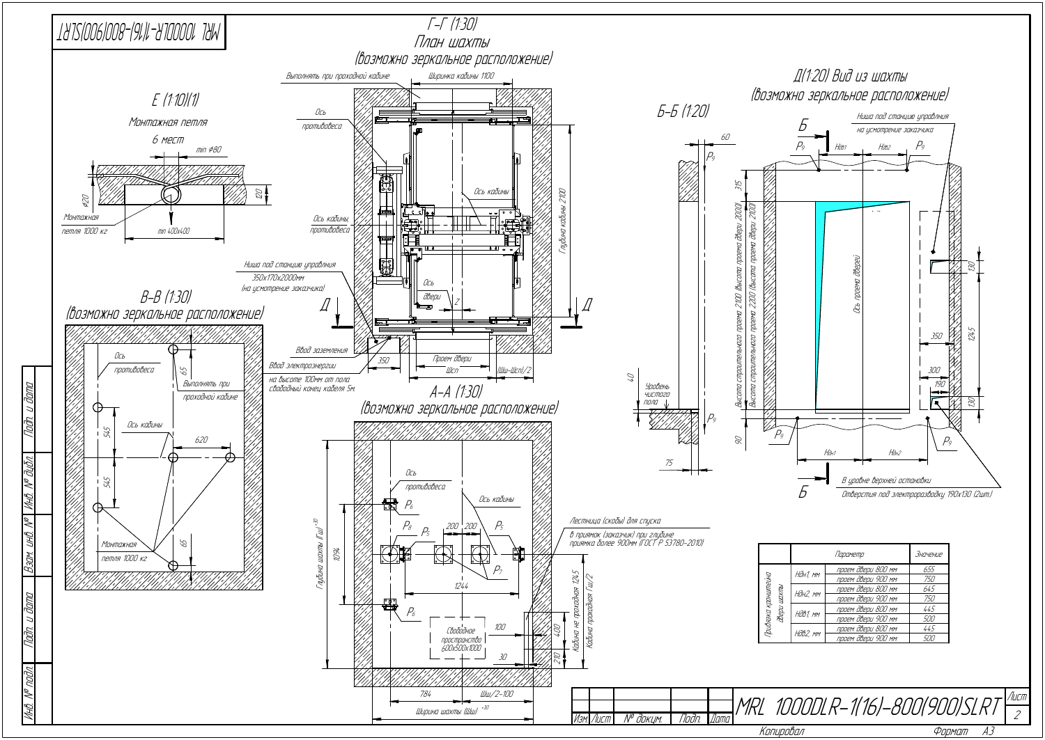MRL 1000DLR-1(16)-800(900)SLRT

## Г–Г (1:30)
## План шахты
## (возможно зеркальное расположение)

Выполнять при проходной кабине

Ширинка кабины 1100

Ось противовеса

Ось кабины

Ось кабины, противовеса

Глубина кабины 2100

Ниша под станцию управления 350х170х2000мм (на усмотрение заказчика)

Ось двери

Z

Д

Д

Ввод заземления

Ввод электроэнергии на высоте 100мм от пола свободный конец кабеля 5м.

350

Проем двери Шсп

(Шш–Шсп)/2

## Е (1:10)(1)
### Монтажная петля
### 6 мест

min Ø80

Ø20

120

Монтажная петля 1000 кг

min 400х400

## В–В (1:30)
## (возможно зеркальное расположение)

Ось противовеса

65

Выполнять при проходной кабине

Ось кабины

545

620

545

Монтажная петля 1000 кг

65

## А–А (1:30)
## (возможно зеркальное расположение)

Ось противовеса

Ось кабины

$P_6$

$P_8$

$P_5$

200

200

$P_5$

$P_7$

1244

$P_6$

Глубина шахты (Гш) $^{+30}$

1094

Лестница (скобы) для спуска в приямок (заказчик) при глубине приямка более 900мм (ГОСТ Р 53780-2010)

Кабина не проходная 1245

Кабина проходная Гш/2

Свободное пространство 600х500х1000

100

400

210

30

784

Шш/2–100

Ширина шахты (Шш) $^{+30}$

## Б–Б (1:20)

60

$P_9$

40

Уровень чистого пола

$P_9$

75

## Д(1:20) Вид из шахты
## (возможно зеркальное расположение)

Ниша под станцию управления на усмотрение заказчика

Б

$P_9$

Нзв1

Нзв2

$P_9$

315

Высота строительного проема 2100 (Высота проема двери 2000)

Высота строительного проема 2200 (Высота проема двери 2100)

Ось проема двери

130

1245

350

300

190

130

90

$P_9$

$P_9$

Нзн1

Нзн2

Б

В уровне верхней остановки

Отверстия под электропроводку 190х130 (2шт.)

| | Параметр | | Значение |
|---|---|---|---|
| Привязка кронштейна двери шахты | Нзн1, мм | проем двери 800 мм | 655 |
| | | проем двери 900 мм | 750 |
| | Нзн2, мм | проем двери 800 мм | 645 |
| | | проем двери 900 мм | 750 |
| | Нзв1, мм | проем двери 800 мм | 445 |
| | | проем двери 900 мм | 500 |
| | Нзв2, мм | проем двери 800 мм | 445 |
| | | проем двери 900 мм | 500 |

| Изм | Лист | № докум. | Подп. | Дата | MRL 1000DLR-1(16)-800(900)SLRT | Лист 2 |
|---|---|---|---|---|---|---|

Инв. № подл. | Подп. и дата | Взам. инв. № | Инв. № дубл. | Подп. и дата

Копировал

Формат А3